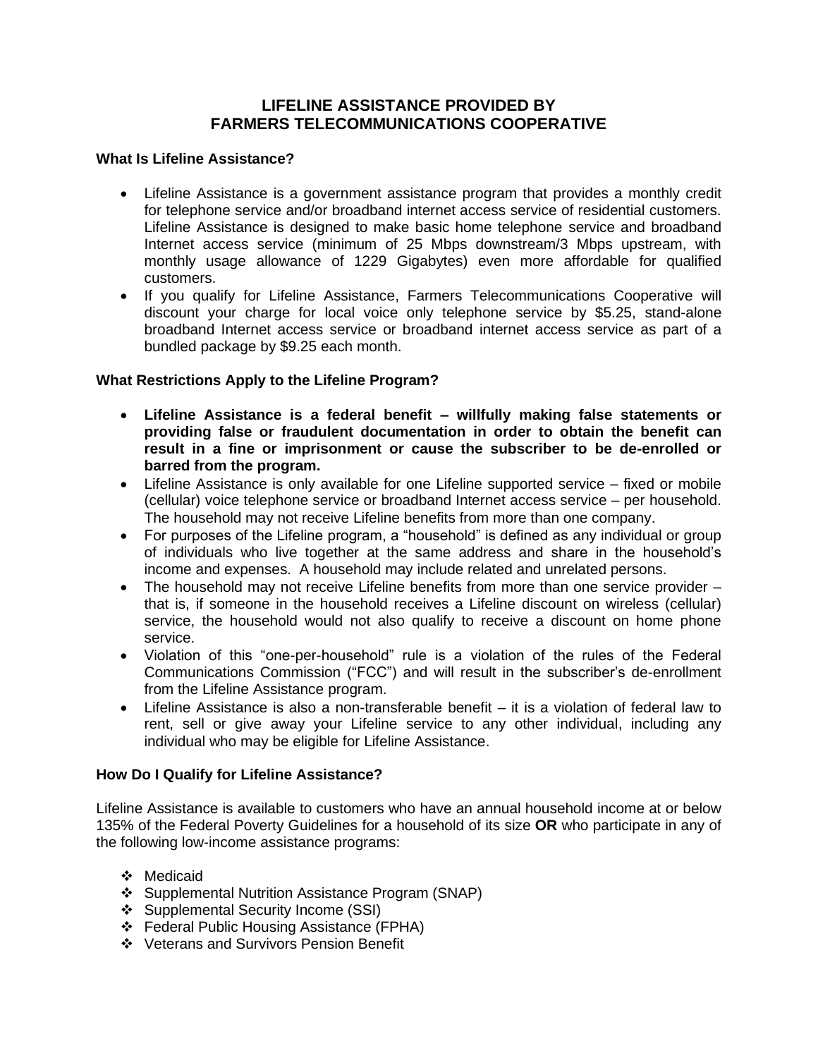# LIFELINE ASSISTANCE PROVIDED BY FARMERS TELECOMMUNICATIONS COOPERATIVE

### What Is Lifeline Assistance?

- Lifeline Assistance is a government assistance program that provides a monthly credit for telephone service and/or broadband internet access service of residential customers. Lifeline Assistance is designed to make basic home telephone service and broadband Internet access service (minimum of 25 Mbps downstream/3 Mbps upstream, with monthly usage allowance of 1229 Gigabytes) even more affordable for qualified customers.
- If you qualify for Lifeline Assistance, Farmers Telecommunications Cooperative will discount your charge for local voice only telephone service by $5.25, stand-alone broadband Internet access service or broadband internet access service as part of a bundled package by $9.25 each month.

### What Restrictions Apply to the Lifeline Program?

- **Lifeline Assistance is a federal benefit – willfully making false statements or providing false or fraudulent documentation in order to obtain the benefit can result in a fine or imprisonment or cause the subscriber to be de-enrolled or barred from the program.**
- Lifeline Assistance is only available for one Lifeline supported service – fixed or mobile (cellular) voice telephone service or broadband Internet access service – per household. The household may not receive Lifeline benefits from more than one company.
- For purposes of the Lifeline program, a "household" is defined as any individual or group of individuals who live together at the same address and share in the household's income and expenses. A household may include related and unrelated persons.
- The household may not receive Lifeline benefits from more than one service provider – that is, if someone in the household receives a Lifeline discount on wireless (cellular) service, the household would not also qualify to receive a discount on home phone service.
- Violation of this "one-per-household" rule is a violation of the rules of the Federal Communications Commission ("FCC") and will result in the subscriber's de-enrollment from the Lifeline Assistance program.
- Lifeline Assistance is also a non-transferable benefit – it is a violation of federal law to rent, sell or give away your Lifeline service to any other individual, including any individual who may be eligible for Lifeline Assistance.

### How Do I Qualify for Lifeline Assistance?

Lifeline Assistance is available to customers who have an annual household income at or below 135% of the Federal Poverty Guidelines for a household of its size **OR** who participate in any of the following low-income assistance programs:

- Medicaid
- Supplemental Nutrition Assistance Program (SNAP)
- Supplemental Security Income (SSI)
- Federal Public Housing Assistance (FPHA)
- Veterans and Survivors Pension Benefit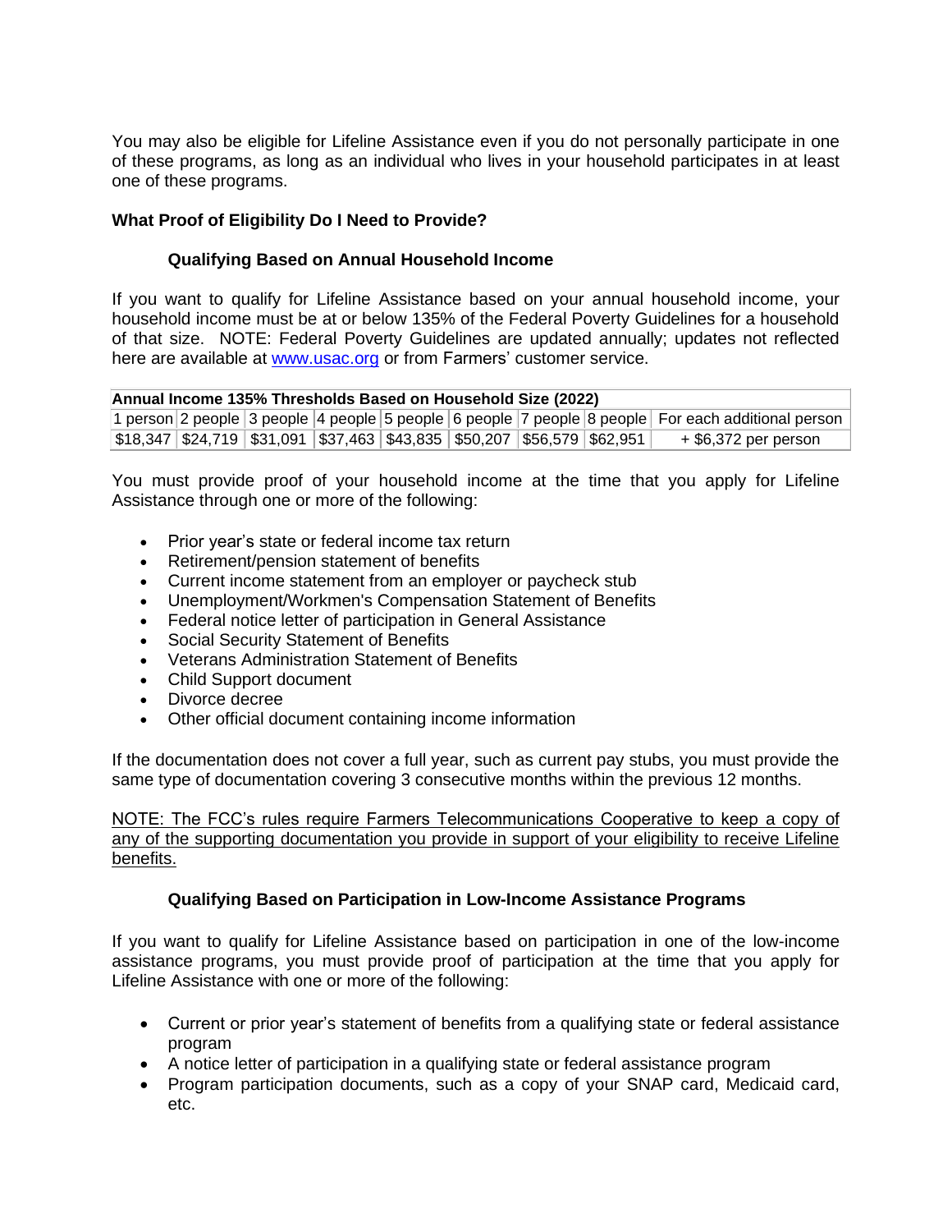You may also be eligible for Lifeline Assistance even if you do not personally participate in one of these programs, as long as an individual who lives in your household participates in at least one of these programs.

**What Proof of Eligibility Do I Need to Provide?**

**Qualifying Based on Annual Household Income**

If you want to qualify for Lifeline Assistance based on your annual household income, your household income must be at or below 135% of the Federal Poverty Guidelines for a household of that size. NOTE: Federal Poverty Guidelines are updated annually; updates not reflected here are available at [www.usac.org](http://www.usac.org) or from Farmers' customer service.

| **Annual Income 135% Thresholds Based on Household Size (2022)** | | | | | | | | |
|---|---|---|---|---|---|---|---|---|
| 1 person | 2 people | 3 people | 4 people | 5 people | 6 people | 7 people | 8 people | For each additional person |
| $18,347 | $24,719 | $31,091 | $37,463 | $43,835 | $50,207 | $56,579 | $62,951 | + $6,372 per person |

You must provide proof of your household income at the time that you apply for Lifeline Assistance through one or more of the following:

- Prior year's state or federal income tax return
- Retirement/pension statement of benefits
- Current income statement from an employer or paycheck stub
- Unemployment/Workmen's Compensation Statement of Benefits
- Federal notice letter of participation in General Assistance
- Social Security Statement of Benefits
- Veterans Administration Statement of Benefits
- Child Support document
- Divorce decree
- Other official document containing income information

If the documentation does not cover a full year, such as current pay stubs, you must provide the same type of documentation covering 3 consecutive months within the previous 12 months.

<u>NOTE: The FCC's rules require Farmers Telecommunications Cooperative to keep a copy of any of the supporting documentation you provide in support of your eligibility to receive Lifeline benefits.</u>

**Qualifying Based on Participation in Low-Income Assistance Programs**

If you want to qualify for Lifeline Assistance based on participation in one of the low-income assistance programs, you must provide proof of participation at the time that you apply for Lifeline Assistance with one or more of the following:

- Current or prior year's statement of benefits from a qualifying state or federal assistance program
- A notice letter of participation in a qualifying state or federal assistance program
- Program participation documents, such as a copy of your SNAP card, Medicaid card, etc.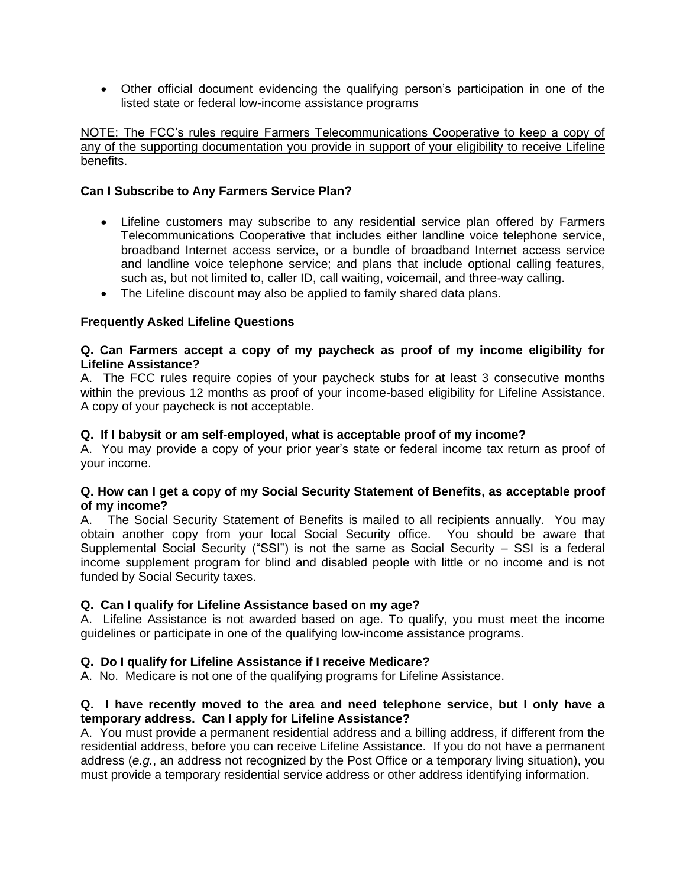- Other official document evidencing the qualifying person's participation in one of the listed state or federal low-income assistance programs

<u>NOTE: The FCC's rules require Farmers Telecommunications Cooperative to keep a copy of any of the supporting documentation you provide in support of your eligibility to receive Lifeline benefits.</u>

**Can I Subscribe to Any Farmers Service Plan?**

- Lifeline customers may subscribe to any residential service plan offered by Farmers Telecommunications Cooperative that includes either landline voice telephone service, broadband Internet access service, or a bundle of broadband Internet access service and landline voice telephone service; and plans that include optional calling features, such as, but not limited to, caller ID, call waiting, voicemail, and three-way calling.
- The Lifeline discount may also be applied to family shared data plans.

**Frequently Asked Lifeline Questions**

**Q. Can Farmers accept a copy of my paycheck as proof of my income eligibility for Lifeline Assistance?**

A. The FCC rules require copies of your paycheck stubs for at least 3 consecutive months within the previous 12 months as proof of your income-based eligibility for Lifeline Assistance. A copy of your paycheck is not acceptable.

**Q. If I babysit or am self-employed, what is acceptable proof of my income?**

A. You may provide a copy of your prior year's state or federal income tax return as proof of your income.

**Q. How can I get a copy of my Social Security Statement of Benefits, as acceptable proof of my income?**

A. The Social Security Statement of Benefits is mailed to all recipients annually. You may obtain another copy from your local Social Security office. You should be aware that Supplemental Social Security ("SSI") is not the same as Social Security – SSI is a federal income supplement program for blind and disabled people with little or no income and is not funded by Social Security taxes.

**Q. Can I qualify for Lifeline Assistance based on my age?**

A. Lifeline Assistance is not awarded based on age. To qualify, you must meet the income guidelines or participate in one of the qualifying low-income assistance programs.

**Q. Do I qualify for Lifeline Assistance if I receive Medicare?**

A. No. Medicare is not one of the qualifying programs for Lifeline Assistance.

**Q. I have recently moved to the area and need telephone service, but I only have a temporary address. Can I apply for Lifeline Assistance?**

A. You must provide a permanent residential address and a billing address, if different from the residential address, before you can receive Lifeline Assistance. If you do not have a permanent address (*e.g.*, an address not recognized by the Post Office or a temporary living situation), you must provide a temporary residential service address or other address identifying information.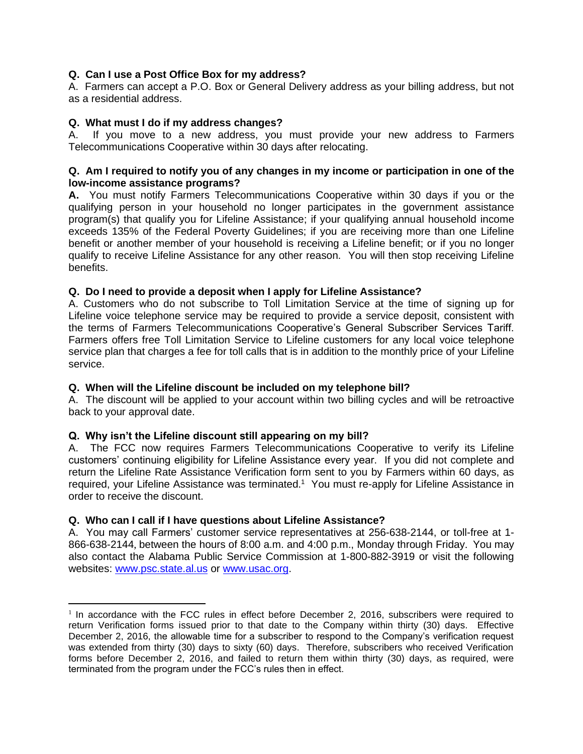**Q. Can I use a Post Office Box for my address?**

A. Farmers can accept a P.O. Box or General Delivery address as your billing address, but not as a residential address.

**Q. What must I do if my address changes?**

A. If you move to a new address, you must provide your new address to Farmers Telecommunications Cooperative within 30 days after relocating.

**Q. Am I required to notify you of any changes in my income or participation in one of the low-income assistance programs?**

**A.** You must notify Farmers Telecommunications Cooperative within 30 days if you or the qualifying person in your household no longer participates in the government assistance program(s) that qualify you for Lifeline Assistance; if your qualifying annual household income exceeds 135% of the Federal Poverty Guidelines; if you are receiving more than one Lifeline benefit or another member of your household is receiving a Lifeline benefit; or if you no longer qualify to receive Lifeline Assistance for any other reason. You will then stop receiving Lifeline benefits.

**Q. Do I need to provide a deposit when I apply for Lifeline Assistance?**

A. Customers who do not subscribe to Toll Limitation Service at the time of signing up for Lifeline voice telephone service may be required to provide a service deposit, consistent with the terms of Farmers Telecommunications Cooperative's General Subscriber Services Tariff. Farmers offers free Toll Limitation Service to Lifeline customers for any local voice telephone service plan that charges a fee for toll calls that is in addition to the monthly price of your Lifeline service.

**Q. When will the Lifeline discount be included on my telephone bill?**

A. The discount will be applied to your account within two billing cycles and will be retroactive back to your approval date.

**Q. Why isn't the Lifeline discount still appearing on my bill?**

A. The FCC now requires Farmers Telecommunications Cooperative to verify its Lifeline customers' continuing eligibility for Lifeline Assistance every year. If you did not complete and return the Lifeline Rate Assistance Verification form sent to you by Farmers within 60 days, as required, your Lifeline Assistance was terminated.[1] You must re-apply for Lifeline Assistance in order to receive the discount.

**Q. Who can I call if I have questions about Lifeline Assistance?**

A. You may call Farmers' customer service representatives at 256-638-2144, or toll-free at 1-866-638-2144, between the hours of 8:00 a.m. and 4:00 p.m., Monday through Friday. You may also contact the Alabama Public Service Commission at 1-800-882-3919 or visit the following websites: [www.psc.state.al.us](http://www.psc.state.al.us) or [www.usac.org](http://www.usac.org).

---

[1] In accordance with the FCC rules in effect before December 2, 2016, subscribers were required to return Verification forms issued prior to that date to the Company within thirty (30) days. Effective December 2, 2016, the allowable time for a subscriber to respond to the Company's verification request was extended from thirty (30) days to sixty (60) days. Therefore, subscribers who received Verification forms before December 2, 2016, and failed to return them within thirty (30) days, as required, were terminated from the program under the FCC's rules then in effect.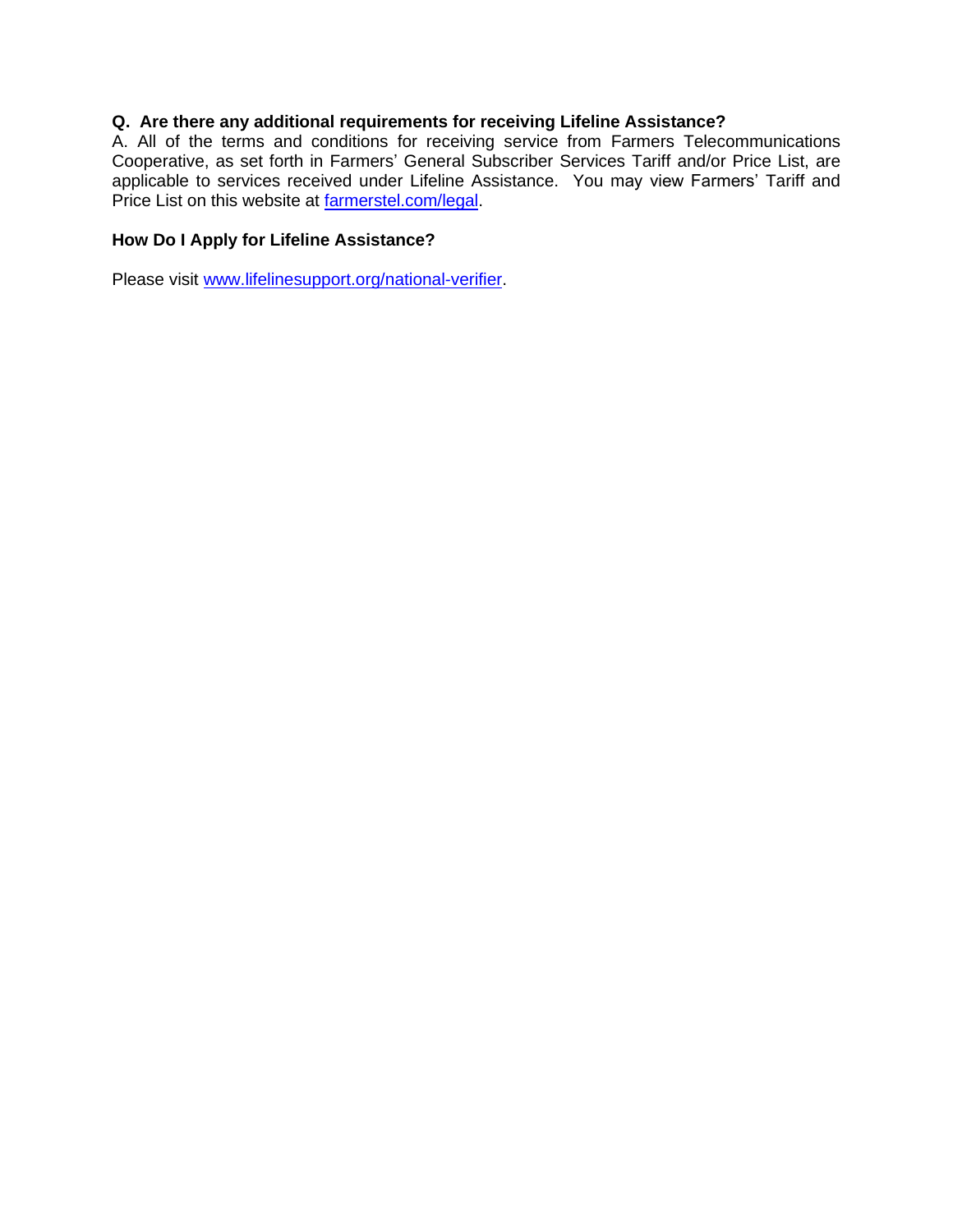**Q. Are there any additional requirements for receiving Lifeline Assistance?**
A. All of the terms and conditions for receiving service from Farmers Telecommunications Cooperative, as set forth in Farmers' General Subscriber Services Tariff and/or Price List, are applicable to services received under Lifeline Assistance. You may view Farmers' Tariff and Price List on this website at [farmerstel.com/legal](farmerstel.com/legal).

**How Do I Apply for Lifeline Assistance?**

Please visit [www.lifelinesupport.org/national-verifier](www.lifelinesupport.org/national-verifier).